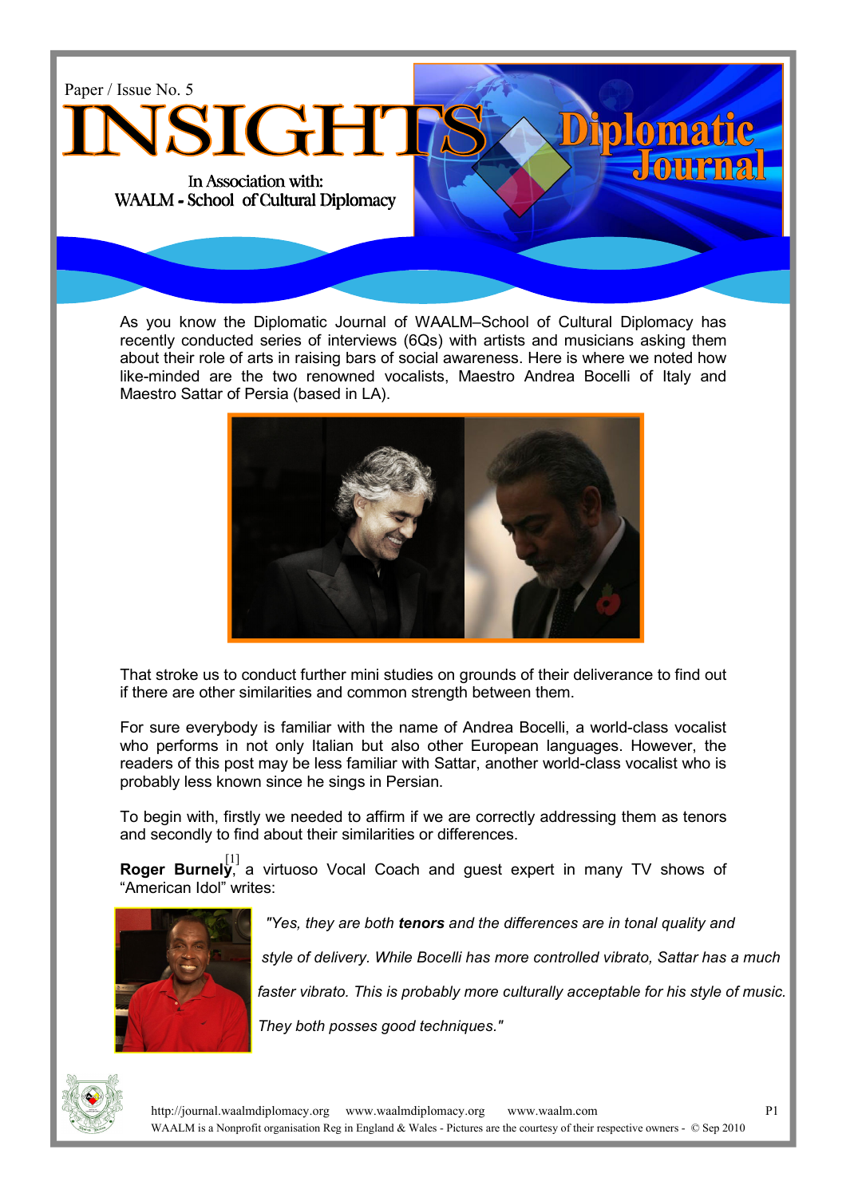Paper / Issue No. 5

# INSIGHTS

# Diplomatic Journal

In Association with:
WAALM - School of Cultural Diplomacy

As you know the Diplomatic Journal of WAALM–School of Cultural Diplomacy has recently conducted series of interviews (6Qs) with artists and musicians asking them about their role of arts in raising bars of social awareness. Here is where we noted how like-minded are the two renowned vocalists, Maestro Andrea Bocelli of Italy and Maestro Sattar of Persia (based in LA).

That stroke us to conduct further mini studies on grounds of their deliverance to find out if there are other similarities and common strength between them.

For sure everybody is familiar with the name of Andrea Bocelli, a world-class vocalist who performs in not only Italian but also other European languages. However, the readers of this post may be less familiar with Sattar, another world-class vocalist who is probably less known since he sings in Persian.

To begin with, firstly we needed to affirm if we are correctly addressing them as tenors and secondly to find about their similarities or differences.

**Roger Burnely**[1], a virtuoso Vocal Coach and guest expert in many TV shows of "American Idol" writes:

*"Yes, they are both **tenors** and the differences are in tonal quality and style of delivery. While Bocelli has more controlled vibrato, Sattar has a much faster vibrato. This is probably more culturally acceptable for his style of music. They both posses good techniques."*

http://journal.waalmdiplomacy.org www.waalmdiplomacy.org www.waalm.com

WAALM is a Nonprofit organisation Reg in England & Wales - Pictures are the courtesy of their respective owners - © Sep 2010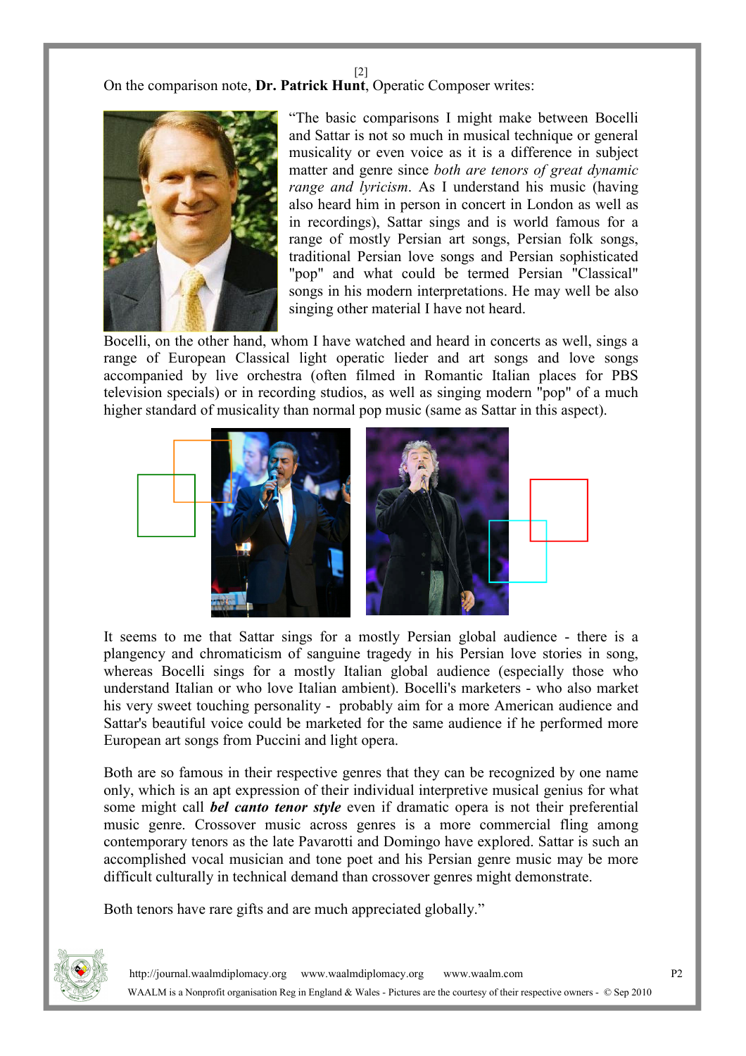On the comparison note, **Dr. Patrick Hunt**, Operatic Composer writes:

"The basic comparisons I might make between Bocelli and Sattar is not so much in musical technique or general musicality or even voice as it is a difference in subject matter and genre since *both are tenors of great dynamic range and lyricism*. As I understand his music (having also heard him in person in concert in London as well as in recordings), Sattar sings and is world famous for a range of mostly Persian art songs, Persian folk songs, traditional Persian love songs and Persian sophisticated "pop" and what could be termed Persian "Classical" songs in his modern interpretations. He may well be also singing other material I have not heard.

Bocelli, on the other hand, whom I have watched and heard in concerts as well, sings a range of European Classical light operatic lieder and art songs and love songs accompanied by live orchestra (often filmed in Romantic Italian places for PBS television specials) or in recording studios, as well as singing modern "pop" of a much higher standard of musicality than normal pop music (same as Sattar in this aspect).

It seems to me that Sattar sings for a mostly Persian global audience - there is a plangency and chromaticism of sanguine tragedy in his Persian love stories in song, whereas Bocelli sings for a mostly Italian global audience (especially those who understand Italian or who love Italian ambient). Bocelli's marketers - who also market his very sweet touching personality - probably aim for a more American audience and Sattar's beautiful voice could be marketed for the same audience if he performed more European art songs from Puccini and light opera.

Both are so famous in their respective genres that they can be recognized by one name only, which is an apt expression of their individual interpretive musical genius for what some might call ***bel canto tenor style*** even if dramatic opera is not their preferential music genre. Crossover music across genres is a more commercial fling among contemporary tenors as the late Pavarotti and Domingo have explored. Sattar is such an accomplished vocal musician and tone poet and his Persian genre music may be more difficult culturally in technical demand than crossover genres might demonstrate.

Both tenors have rare gifts and are much appreciated globally."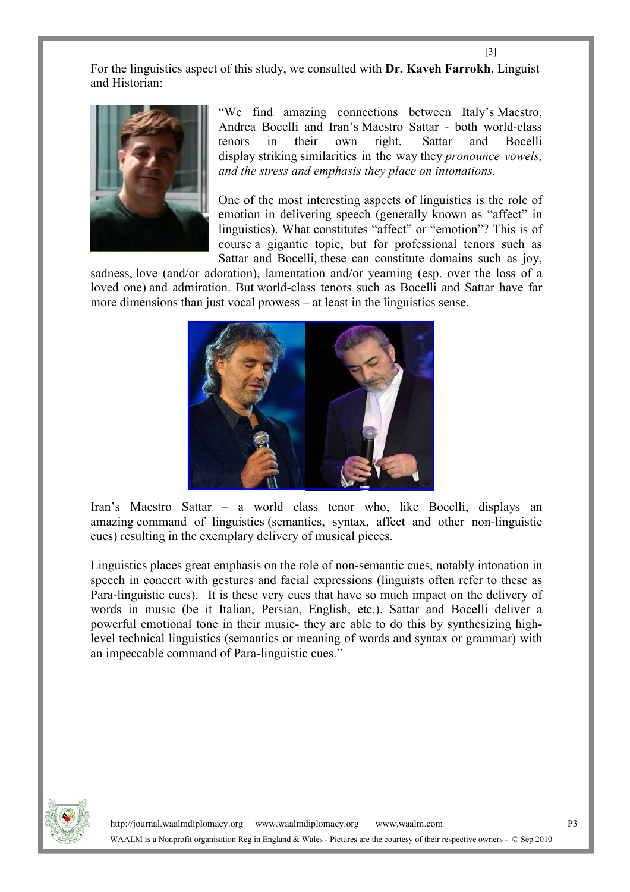For the linguistics aspect of this study, we consulted with **Dr. Kaveh Farrokh**, Linguist and Historian:

"We find amazing connections between Italy's Maestro, Andrea Bocelli and Iran's Maestro Sattar - both world-class tenors in their own right. Sattar and Bocelli display striking similarities in the way they *pronounce vowels, and the stress and emphasis they place on intonations.*

One of the most interesting aspects of linguistics is the role of emotion in delivering speech (generally known as "affect" in linguistics). What constitutes "affect" or "emotion"? This is of course a gigantic topic, but for professional tenors such as Sattar and Bocelli, these can constitute domains such as joy, sadness, love (and/or adoration), lamentation and/or yearning (esp. over the loss of a loved one) and admiration. But world-class tenors such as Bocelli and Sattar have far more dimensions than just vocal prowess – at least in the linguistics sense.

Iran's Maestro Sattar – a world class tenor who, like Bocelli, displays an amazing command of linguistics (semantics, syntax, affect and other non-linguistic cues) resulting in the exemplary delivery of musical pieces.

Linguistics places great emphasis on the role of non-semantic cues, notably intonation in speech in concert with gestures and facial expressions (linguists often refer to these as Para-linguistic cues). It is these very cues that have so much impact on the delivery of words in music (be it Italian, Persian, English, etc.). Sattar and Bocelli deliver a powerful emotional tone in their music- they are able to do this by synthesizing high-level technical linguistics (semantics or meaning of words and syntax or grammar) with an impeccable command of Para-linguistic cues."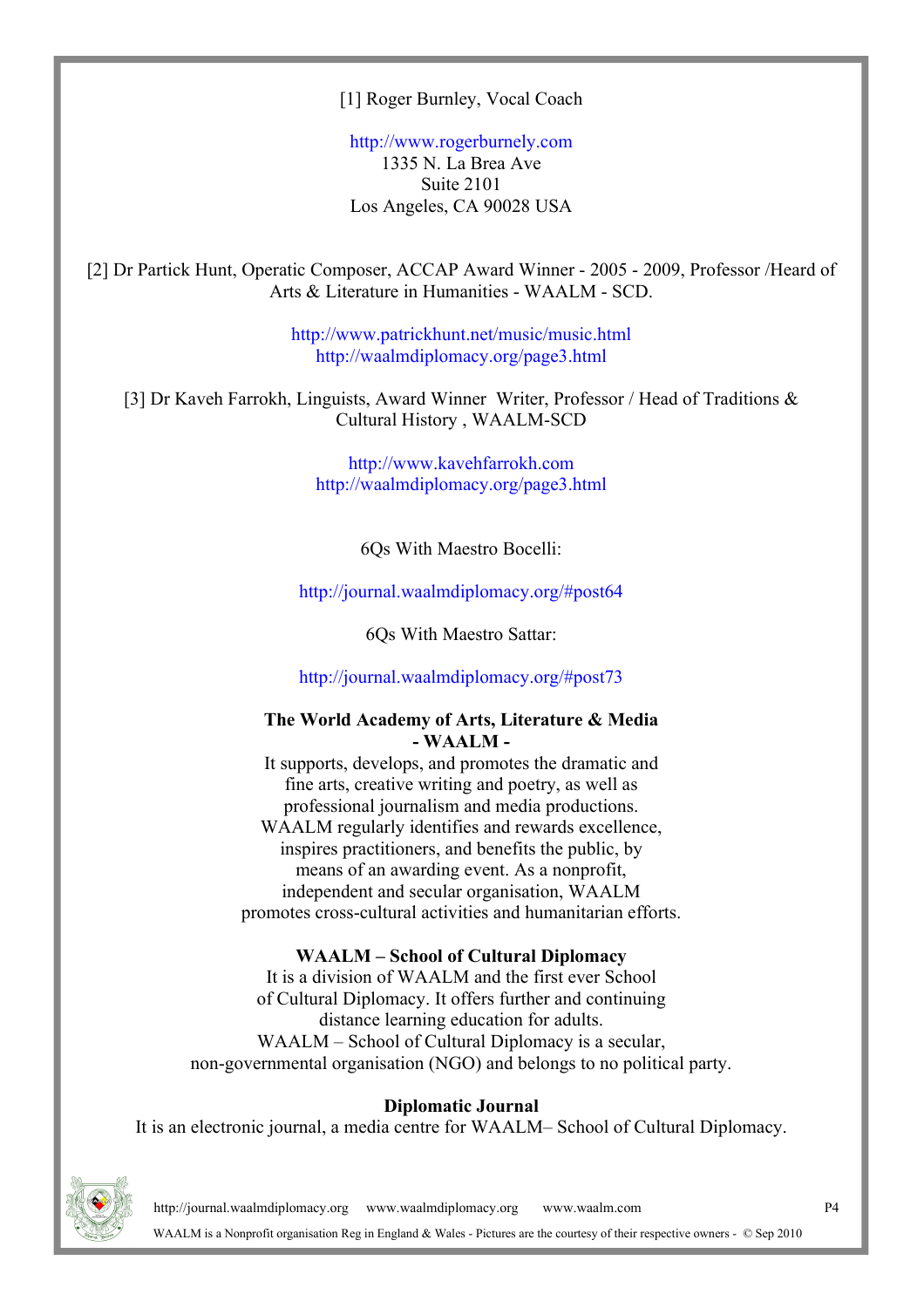[1] Roger Burnley, Vocal Coach

http://www.rogerburnely.com
1335 N. La Brea Ave
Suite 2101
Los Angeles, CA 90028 USA

[2] Dr Partick Hunt, Operatic Composer, ACCAP Award Winner - 2005 - 2009, Professor /Heard of Arts & Literature in Humanities - WAALM - SCD.

http://www.patrickhunt.net/music/music.html
http://waalmdiplomacy.org/page3.html

[3] Dr Kaveh Farrokh, Linguists, Award Winner Writer, Professor / Head of Traditions & Cultural History , WAALM-SCD

http://www.kavehfarrokh.com
http://waalmdiplomacy.org/page3.html

6Qs With Maestro Bocelli:

http://journal.waalmdiplomacy.org/#post64

6Qs With Maestro Sattar:

http://journal.waalmdiplomacy.org/#post73

**The World Academy of Arts, Literature & Media**
**- WAALM -**

It supports, develops, and promotes the dramatic and fine arts, creative writing and poetry, as well as professional journalism and media productions. WAALM regularly identifies and rewards excellence, inspires practitioners, and benefits the public, by means of an awarding event. As a nonprofit, independent and secular organisation, WAALM promotes cross-cultural activities and humanitarian efforts.

**WAALM – School of Cultural Diplomacy**

It is a division of WAALM and the first ever School of Cultural Diplomacy. It offers further and continuing distance learning education for adults.
WAALM – School of Cultural Diplomacy is a secular, non-governmental organisation (NGO) and belongs to no political party.

**Diplomatic Journal**

It is an electronic journal, a media centre for WAALM– School of Cultural Diplomacy.